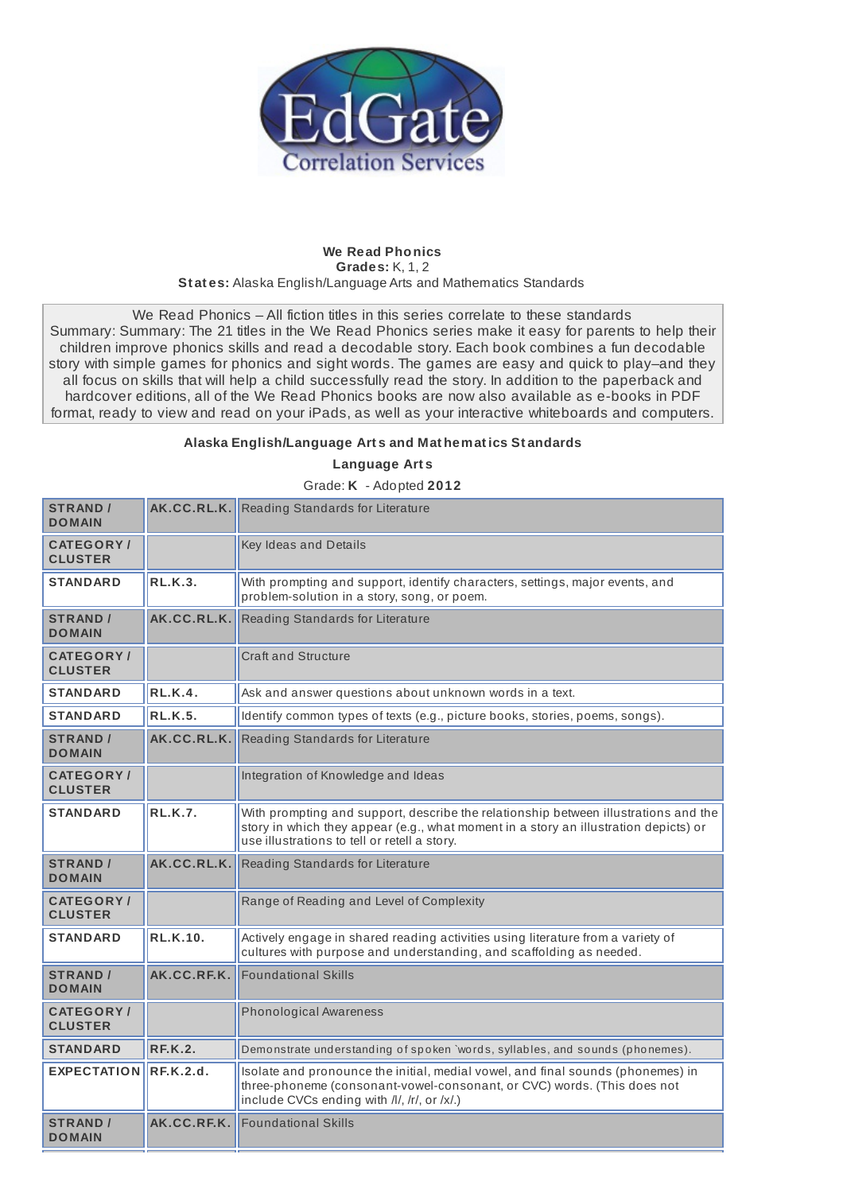EdGate Correlation Services

**We Read Phonics**
**Grades:** K, 1, 2
**States:** Alaska English/Language Arts and Mathematics Standards

We Read Phonics – All fiction titles in this series correlate to these standards
Summary: Summary: The 21 titles in the We Read Phonics series make it easy for parents to help their children improve phonics skills and read a decodable story. Each book combines a fun decodable story with simple games for phonics and sight words. The games are easy and quick to play–and they all focus on skills that will help a child successfully read the story. In addition to the paperback and hardcover editions, all of the We Read Phonics books are now also available as e-books in PDF format, ready to view and read on your iPads, as well as your interactive whiteboards and computers.

**Alaska English/Language Arts and Mathematics Standards**

**Language Arts**

Grade: **K** - Adopted **2012**

| | | |
|---|---|---|
| STRAND / DOMAIN | AK.CC.RL.K. | Reading Standards for Literature |
| CATEGORY / CLUSTER | | Key Ideas and Details |
| STANDARD | RL.K.3. | With prompting and support, identify characters, settings, major events, and problem-solution in a story, song, or poem. |
| STRAND / DOMAIN | AK.CC.RL.K. | Reading Standards for Literature |
| CATEGORY / CLUSTER | | Craft and Structure |
| STANDARD | RL.K.4. | Ask and answer questions about unknown words in a text. |
| STANDARD | RL.K.5. | Identify common types of texts (e.g., picture books, stories, poems, songs). |
| STRAND / DOMAIN | AK.CC.RL.K. | Reading Standards for Literature |
| CATEGORY / CLUSTER | | Integration of Knowledge and Ideas |
| STANDARD | RL.K.7. | With prompting and support, describe the relationship between illustrations and the story in which they appear (e.g., what moment in a story an illustration depicts) or use illustrations to tell or retell a story. |
| STRAND / DOMAIN | AK.CC.RL.K. | Reading Standards for Literature |
| CATEGORY / CLUSTER | | Range of Reading and Level of Complexity |
| STANDARD | RL.K.10. | Actively engage in shared reading activities using literature from a variety of cultures with purpose and understanding, and scaffolding as needed. |
| STRAND / DOMAIN | AK.CC.RF.K. | Foundational Skills |
| CATEGORY / CLUSTER | | Phonological Awareness |
| STANDARD | RF.K.2. | Demonstrate understanding of spoken `words, syllables, and sounds (phonemes). |
| EXPECTATION | RF.K.2.d. | Isolate and pronounce the initial, medial vowel, and final sounds (phonemes) in three-phoneme (consonant-vowel-consonant, or CVC) words. (This does not include CVCs ending with /l/, /r/, or /x/.) |
| STRAND / DOMAIN | AK.CC.RF.K. | Foundational Skills |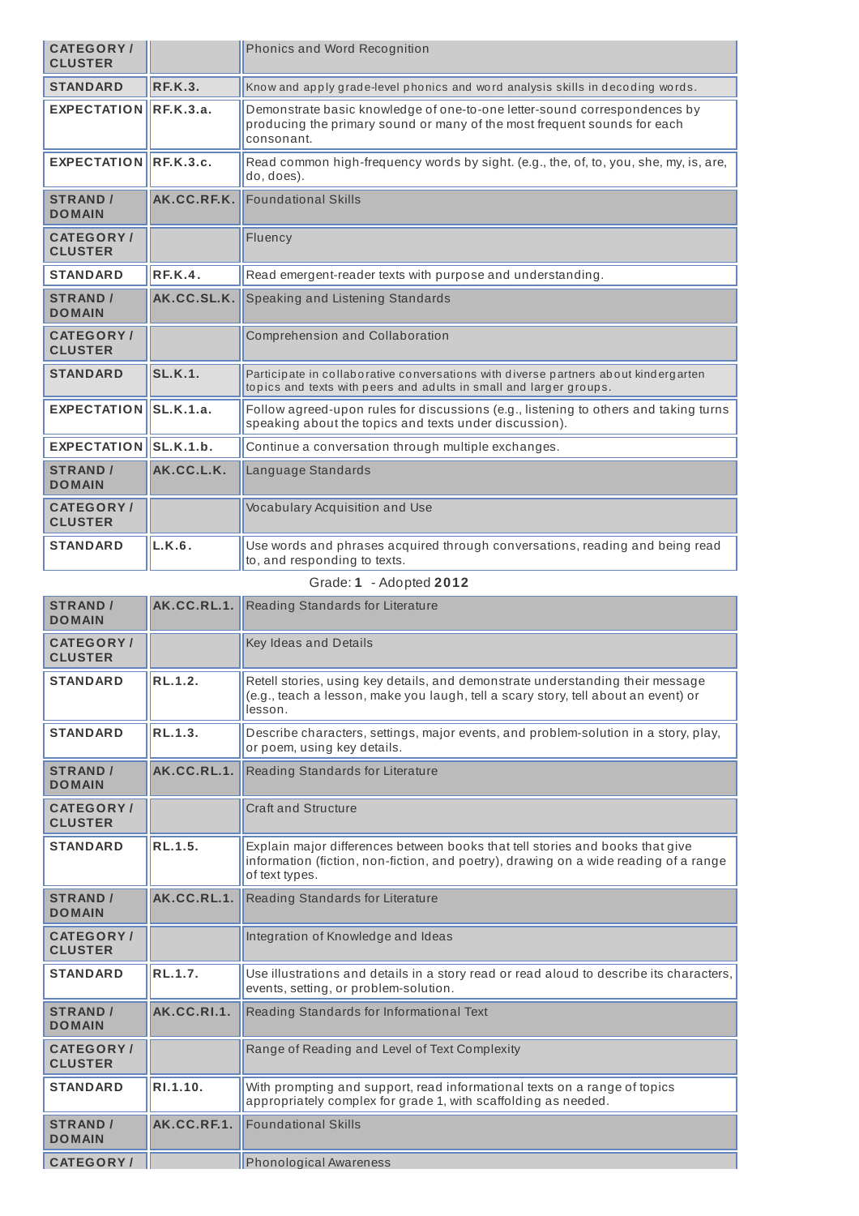| | | |
|---|---|---|
| **CATEGORY / CLUSTER** | | Phonics and Word Recognition |
| **STANDARD** | **RF.K.3.** | Know and apply grade-level phonics and word analysis skills in decoding words. |
| **EXPECTATION** | **RF.K.3.a.** | Demonstrate basic knowledge of one-to-one letter-sound correspondences by producing the primary sound or many of the most frequent sounds for each consonant. |
| **EXPECTATION** | **RF.K.3.c.** | Read common high-frequency words by sight. (e.g., the, of, to, you, she, my, is, are, do, does). |
| **STRAND / DOMAIN** | **AK.CC.RF.K.** | Foundational Skills |
| **CATEGORY / CLUSTER** | | Fluency |
| **STANDARD** | **RF.K.4.** | Read emergent-reader texts with purpose and understanding. |
| **STRAND / DOMAIN** | **AK.CC.SL.K.** | Speaking and Listening Standards |
| **CATEGORY / CLUSTER** | | Comprehension and Collaboration |
| **STANDARD** | **SL.K.1.** | Participate in collaborative conversations with diverse partners about kindergarten topics and texts with peers and adults in small and larger groups. |
| **EXPECTATION** | **SL.K.1.a.** | Follow agreed-upon rules for discussions (e.g., listening to others and taking turns speaking about the topics and texts under discussion). |
| **EXPECTATION** | **SL.K.1.b.** | Continue a conversation through multiple exchanges. |
| **STRAND / DOMAIN** | **AK.CC.L.K.** | Language Standards |
| **CATEGORY / CLUSTER** | | Vocabulary Acquisition and Use |
| **STANDARD** | **L.K.6.** | Use words and phrases acquired through conversations, reading and being read to, and responding to texts. |

Grade: **1** - Adopted **2012**

| | | |
|---|---|---|
| **STRAND / DOMAIN** | **AK.CC.RL.1.** | Reading Standards for Literature |
| **CATEGORY / CLUSTER** | | Key Ideas and Details |
| **STANDARD** | **RL.1.2.** | Retell stories, using key details, and demonstrate understanding their message (e.g., teach a lesson, make you laugh, tell a scary story, tell about an event) or lesson. |
| **STANDARD** | **RL.1.3.** | Describe characters, settings, major events, and problem-solution in a story, play, or poem, using key details. |
| **STRAND / DOMAIN** | **AK.CC.RL.1.** | Reading Standards for Literature |
| **CATEGORY / CLUSTER** | | Craft and Structure |
| **STANDARD** | **RL.1.5.** | Explain major differences between books that tell stories and books that give information (fiction, non-fiction, and poetry), drawing on a wide reading of a range of text types. |
| **STRAND / DOMAIN** | **AK.CC.RL.1.** | Reading Standards for Literature |
| **CATEGORY / CLUSTER** | | Integration of Knowledge and Ideas |
| **STANDARD** | **RL.1.7.** | Use illustrations and details in a story read or read aloud to describe its characters, events, setting, or problem-solution. |
| **STRAND / DOMAIN** | **AK.CC.RI.1.** | Reading Standards for Informational Text |
| **CATEGORY / CLUSTER** | | Range of Reading and Level of Text Complexity |
| **STANDARD** | **RI.1.10.** | With prompting and support, read informational texts on a range of topics appropriately complex for grade 1, with scaffolding as needed. |
| **STRAND / DOMAIN** | **AK.CC.RF.1.** | Foundational Skills |
| **CATEGORY /** | | Phonological Awareness |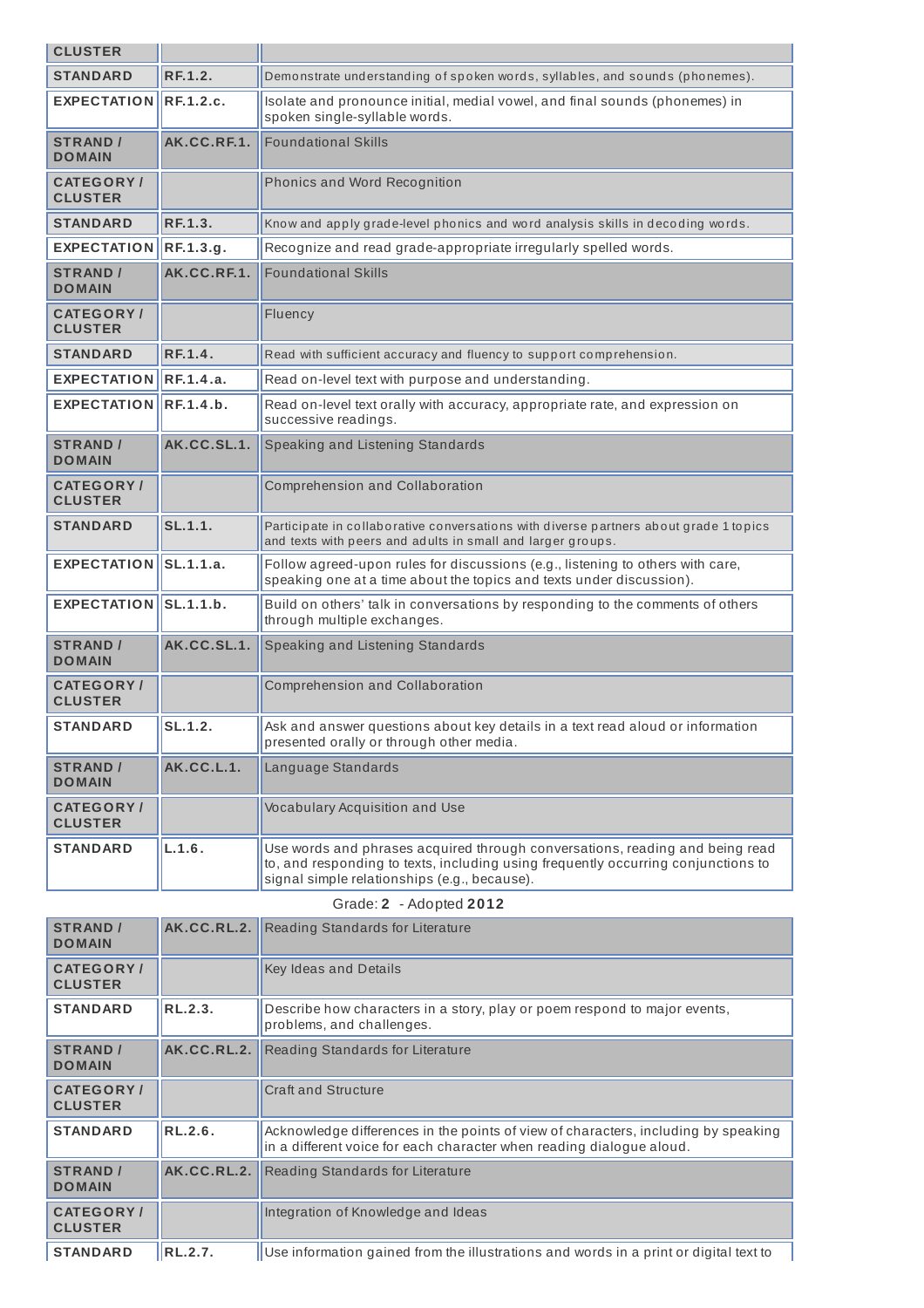| CLUSTER | | |
|---|---|---|
| STANDARD | RF.1.2. | Demonstrate understanding of spoken words, syllables, and sounds (phonemes). |
| EXPECTATION | RF.1.2.c. | Isolate and pronounce initial, medial vowel, and final sounds (phonemes) in spoken single-syllable words. |
| STRAND / DOMAIN | AK.CC.RF.1. | Foundational Skills |
| CATEGORY / CLUSTER | | Phonics and Word Recognition |
| STANDARD | RF.1.3. | Know and apply grade-level phonics and word analysis skills in decoding words. |
| EXPECTATION | RF.1.3.g. | Recognize and read grade-appropriate irregularly spelled words. |
| STRAND / DOMAIN | AK.CC.RF.1. | Foundational Skills |
| CATEGORY / CLUSTER | | Fluency |
| STANDARD | RF.1.4. | Read with sufficient accuracy and fluency to support comprehension. |
| EXPECTATION | RF.1.4.a. | Read on-level text with purpose and understanding. |
| EXPECTATION | RF.1.4.b. | Read on-level text orally with accuracy, appropriate rate, and expression on successive readings. |
| STRAND / DOMAIN | AK.CC.SL.1. | Speaking and Listening Standards |
| CATEGORY / CLUSTER | | Comprehension and Collaboration |
| STANDARD | SL.1.1. | Participate in collaborative conversations with diverse partners about grade 1 topics and texts with peers and adults in small and larger groups. |
| EXPECTATION | SL.1.1.a. | Follow agreed-upon rules for discussions (e.g., listening to others with care, speaking one at a time about the topics and texts under discussion). |
| EXPECTATION | SL.1.1.b. | Build on others' talk in conversations by responding to the comments of others through multiple exchanges. |
| STRAND / DOMAIN | AK.CC.SL.1. | Speaking and Listening Standards |
| CATEGORY / CLUSTER | | Comprehension and Collaboration |
| STANDARD | SL.1.2. | Ask and answer questions about key details in a text read aloud or information presented orally or through other media. |
| STRAND / DOMAIN | AK.CC.L.1. | Language Standards |
| CATEGORY / CLUSTER | | Vocabulary Acquisition and Use |
| STANDARD | L.1.6. | Use words and phrases acquired through conversations, reading and being read to, and responding to texts, including using frequently occurring conjunctions to signal simple relationships (e.g., because). |

Grade: **2** - Adopted **2012**

| STRAND / DOMAIN | AK.CC.RL.2. | Reading Standards for Literature |
|---|---|---|
| CATEGORY / CLUSTER | | Key Ideas and Details |
| STANDARD | RL.2.3. | Describe how characters in a story, play or poem respond to major events, problems, and challenges. |
| STRAND / DOMAIN | AK.CC.RL.2. | Reading Standards for Literature |
| CATEGORY / CLUSTER | | Craft and Structure |
| STANDARD | RL.2.6. | Acknowledge differences in the points of view of characters, including by speaking in a different voice for each character when reading dialogue aloud. |
| STRAND / DOMAIN | AK.CC.RL.2. | Reading Standards for Literature |
| CATEGORY / CLUSTER | | Integration of Knowledge and Ideas |
| STANDARD | RL.2.7. | Use information gained from the illustrations and words in a print or digital text to |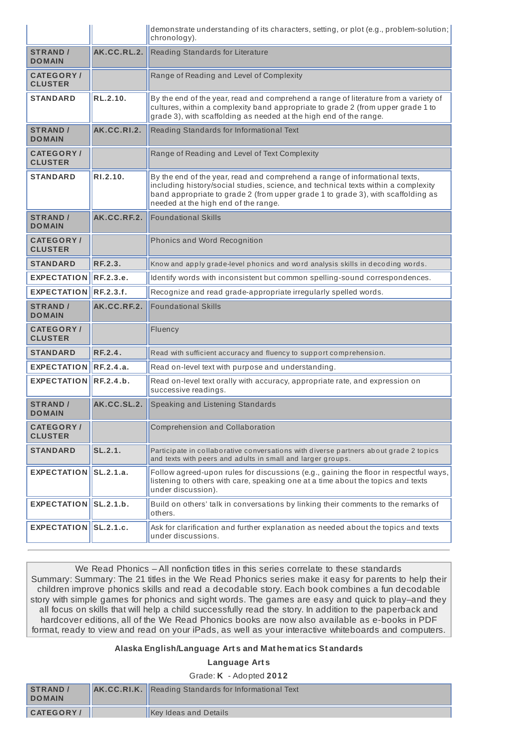| | | |
|---|---|---|
| | | demonstrate understanding of its characters, setting, or plot (e.g., problem-solution; chronology). |
| **STRAND / DOMAIN** | **AK.CC.RL.2.** | Reading Standards for Literature |
| **CATEGORY / CLUSTER** | | Range of Reading and Level of Complexity |
| **STANDARD** | **RL.2.10.** | By the end of the year, read and comprehend a range of literature from a variety of cultures, within a complexity band appropriate to grade 2 (from upper grade 1 to grade 3), with scaffolding as needed at the high end of the range. |
| **STRAND / DOMAIN** | **AK.CC.RI.2.** | Reading Standards for Informational Text |
| **CATEGORY / CLUSTER** | | Range of Reading and Level of Text Complexity |
| **STANDARD** | **RI.2.10.** | By the end of the year, read and comprehend a range of informational texts, including history/social studies, science, and technical texts within a complexity band appropriate to grade 2 (from upper grade 1 to grade 3), with scaffolding as needed at the high end of the range. |
| **STRAND / DOMAIN** | **AK.CC.RF.2.** | Foundational Skills |
| **CATEGORY / CLUSTER** | | Phonics and Word Recognition |
| **STANDARD** | **RF.2.3.** | Know and apply grade-level phonics and word analysis skills in decoding words. |
| **EXPECTATION** | **RF.2.3.e.** | Identify words with inconsistent but common spelling-sound correspondences. |
| **EXPECTATION** | **RF.2.3.f.** | Recognize and read grade-appropriate irregularly spelled words. |
| **STRAND / DOMAIN** | **AK.CC.RF.2.** | Foundational Skills |
| **CATEGORY / CLUSTER** | | Fluency |
| **STANDARD** | **RF.2.4.** | Read with sufficient accuracy and fluency to support comprehension. |
| **EXPECTATION** | **RF.2.4.a.** | Read on-level text with purpose and understanding. |
| **EXPECTATION** | **RF.2.4.b.** | Read on-level text orally with accuracy, appropriate rate, and expression on successive readings. |
| **STRAND / DOMAIN** | **AK.CC.SL.2.** | Speaking and Listening Standards |
| **CATEGORY / CLUSTER** | | Comprehension and Collaboration |
| **STANDARD** | **SL.2.1.** | Participate in collaborative conversations with diverse partners about grade 2 topics and texts with peers and adults in small and larger groups. |
| **EXPECTATION** | **SL.2.1.a.** | Follow agreed-upon rules for discussions (e.g., gaining the floor in respectful ways, listening to others with care, speaking one at a time about the topics and texts under discussion). |
| **EXPECTATION** | **SL.2.1.b.** | Build on others' talk in conversations by linking their comments to the remarks of others. |
| **EXPECTATION** | **SL.2.1.c.** | Ask for clarification and further explanation as needed about the topics and texts under discussions. |

We Read Phonics – All nonfiction titles in this series correlate to these standards
Summary: Summary: The 21 titles in the We Read Phonics series make it easy for parents to help their children improve phonics skills and read a decodable story. Each book combines a fun decodable story with simple games for phonics and sight words. The games are easy and quick to play–and they all focus on skills that will help a child successfully read the story. In addition to the paperback and hardcover editions, all of the We Read Phonics books are now also available as e-books in PDF format, ready to view and read on your iPads, as well as your interactive whiteboards and computers.

**Alaska English/Language Arts and Mathematics Standards**

**Language Arts**

Grade: **K** - Adopted **2012**

| | | |
|---|---|---|
| **STRAND / DOMAIN** | **AK.CC.RI.K.** | Reading Standards for Informational Text |
| **CATEGORY /** | | Key Ideas and Details |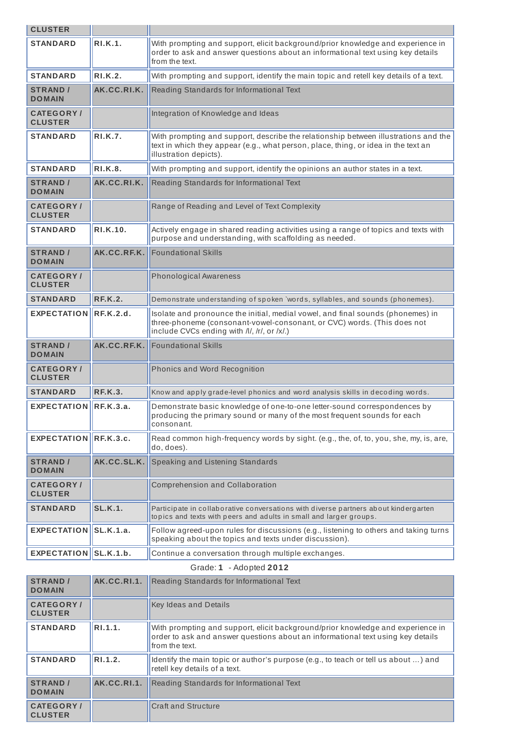| CLUSTER | | |
|---|---|---|
| STANDARD | RI.K.1. | With prompting and support, elicit background/prior knowledge and experience in order to ask and answer questions about an informational text using key details from the text. |
| STANDARD | RI.K.2. | With prompting and support, identify the main topic and retell key details of a text. |
| STRAND / DOMAIN | AK.CC.RI.K. | Reading Standards for Informational Text |
| CATEGORY / CLUSTER | | Integration of Knowledge and Ideas |
| STANDARD | RI.K.7. | With prompting and support, describe the relationship between illustrations and the text in which they appear (e.g., what person, place, thing, or idea in the text an illustration depicts). |
| STANDARD | RI.K.8. | With prompting and support, identify the opinions an author states in a text. |
| STRAND / DOMAIN | AK.CC.RI.K. | Reading Standards for Informational Text |
| CATEGORY / CLUSTER | | Range of Reading and Level of Text Complexity |
| STANDARD | RI.K.10. | Actively engage in shared reading activities using a range of topics and texts with purpose and understanding, with scaffolding as needed. |
| STRAND / DOMAIN | AK.CC.RF.K. | Foundational Skills |
| CATEGORY / CLUSTER | | Phonological Awareness |
| STANDARD | RF.K.2. | Demonstrate understanding of spoken `words, syllables, and sounds (phonemes). |
| EXPECTATION | RF.K.2.d. | Isolate and pronounce the initial, medial vowel, and final sounds (phonemes) in three-phoneme (consonant-vowel-consonant, or CVC) words. (This does not include CVCs ending with /l/, /r/, or /x/.) |
| STRAND / DOMAIN | AK.CC.RF.K. | Foundational Skills |
| CATEGORY / CLUSTER | | Phonics and Word Recognition |
| STANDARD | RF.K.3. | Know and apply grade-level phonics and word analysis skills in decoding words. |
| EXPECTATION | RF.K.3.a. | Demonstrate basic knowledge of one-to-one letter-sound correspondences by producing the primary sound or many of the most frequent sounds for each consonant. |
| EXPECTATION | RF.K.3.c. | Read common high-frequency words by sight. (e.g., the, of, to, you, she, my, is, are, do, does). |
| STRAND / DOMAIN | AK.CC.SL.K. | Speaking and Listening Standards |
| CATEGORY / CLUSTER | | Comprehension and Collaboration |
| STANDARD | SL.K.1. | Participate in collaborative conversations with diverse partners about kindergarten topics and texts with peers and adults in small and larger groups. |
| EXPECTATION | SL.K.1.a. | Follow agreed-upon rules for discussions (e.g., listening to others and taking turns speaking about the topics and texts under discussion). |
| EXPECTATION | SL.K.1.b. | Continue a conversation through multiple exchanges. |

Grade: **1** - Adopted **2012**

| STRAND / DOMAIN | AK.CC.RI.1. | Reading Standards for Informational Text |
|---|---|---|
| CATEGORY / CLUSTER | | Key Ideas and Details |
| STANDARD | RI.1.1. | With prompting and support, elicit background/prior knowledge and experience in order to ask and answer questions about an informational text using key details from the text. |
| STANDARD | RI.1.2. | Identify the main topic or author's purpose (e.g., to teach or tell us about ...) and retell key details of a text. |
| STRAND / DOMAIN | AK.CC.RI.1. | Reading Standards for Informational Text |
| CATEGORY / CLUSTER | | Craft and Structure |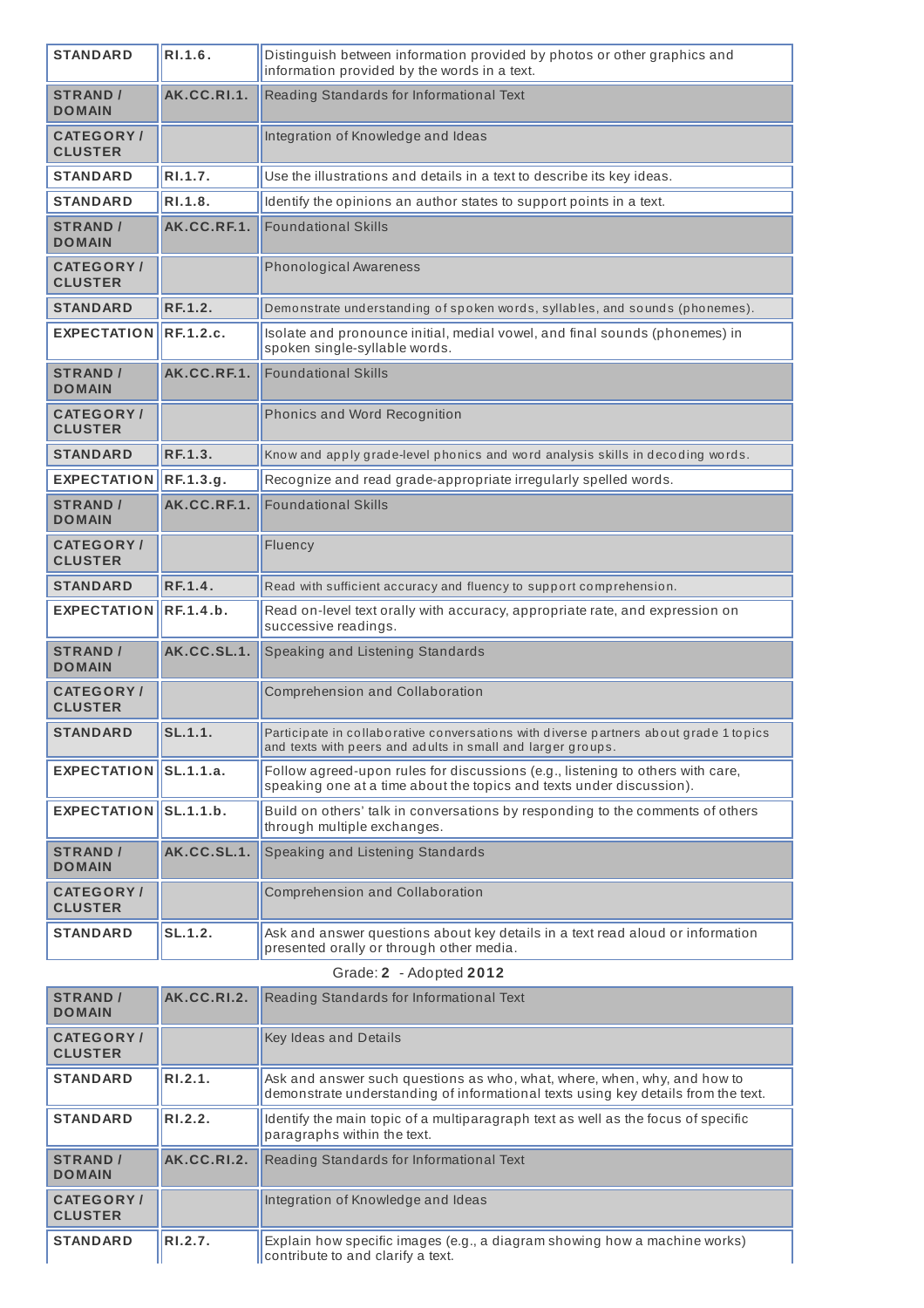| | | |
|---|---|---|
| STANDARD | RI.1.6. | Distinguish between information provided by photos or other graphics and information provided by the words in a text. |
| STRAND / DOMAIN | AK.CC.RI.1. | Reading Standards for Informational Text |
| CATEGORY / CLUSTER | | Integration of Knowledge and Ideas |
| STANDARD | RI.1.7. | Use the illustrations and details in a text to describe its key ideas. |
| STANDARD | RI.1.8. | Identify the opinions an author states to support points in a text. |
| STRAND / DOMAIN | AK.CC.RF.1. | Foundational Skills |
| CATEGORY / CLUSTER | | Phonological Awareness |
| STANDARD | RF.1.2. | Demonstrate understanding of spoken words, syllables, and sounds (phonemes). |
| EXPECTATION | RF.1.2.c. | Isolate and pronounce initial, medial vowel, and final sounds (phonemes) in spoken single-syllable words. |
| STRAND / DOMAIN | AK.CC.RF.1. | Foundational Skills |
| CATEGORY / CLUSTER | | Phonics and Word Recognition |
| STANDARD | RF.1.3. | Know and apply grade-level phonics and word analysis skills in decoding words. |
| EXPECTATION | RF.1.3.g. | Recognize and read grade-appropriate irregularly spelled words. |
| STRAND / DOMAIN | AK.CC.RF.1. | Foundational Skills |
| CATEGORY / CLUSTER | | Fluency |
| STANDARD | RF.1.4. | Read with sufficient accuracy and fluency to support comprehension. |
| EXPECTATION | RF.1.4.b. | Read on-level text orally with accuracy, appropriate rate, and expression on successive readings. |
| STRAND / DOMAIN | AK.CC.SL.1. | Speaking and Listening Standards |
| CATEGORY / CLUSTER | | Comprehension and Collaboration |
| STANDARD | SL.1.1. | Participate in collaborative conversations with diverse partners about grade 1 topics and texts with peers and adults in small and larger groups. |
| EXPECTATION | SL.1.1.a. | Follow agreed-upon rules for discussions (e.g., listening to others with care, speaking one at a time about the topics and texts under discussion). |
| EXPECTATION | SL.1.1.b. | Build on others' talk in conversations by responding to the comments of others through multiple exchanges. |
| STRAND / DOMAIN | AK.CC.SL.1. | Speaking and Listening Standards |
| CATEGORY / CLUSTER | | Comprehension and Collaboration |
| STANDARD | SL.1.2. | Ask and answer questions about key details in a text read aloud or information presented orally or through other media. |

Grade: **2** - Adopted **2012**

| | | |
|---|---|---|
| STRAND / DOMAIN | AK.CC.RI.2. | Reading Standards for Informational Text |
| CATEGORY / CLUSTER | | Key Ideas and Details |
| STANDARD | RI.2.1. | Ask and answer such questions as who, what, where, when, why, and how to demonstrate understanding of informational texts using key details from the text. |
| STANDARD | RI.2.2. | Identify the main topic of a multiparagraph text as well as the focus of specific paragraphs within the text. |
| STRAND / DOMAIN | AK.CC.RI.2. | Reading Standards for Informational Text |
| CATEGORY / CLUSTER | | Integration of Knowledge and Ideas |
| STANDARD | RI.2.7. | Explain how specific images (e.g., a diagram showing how a machine works) contribute to and clarify a text. |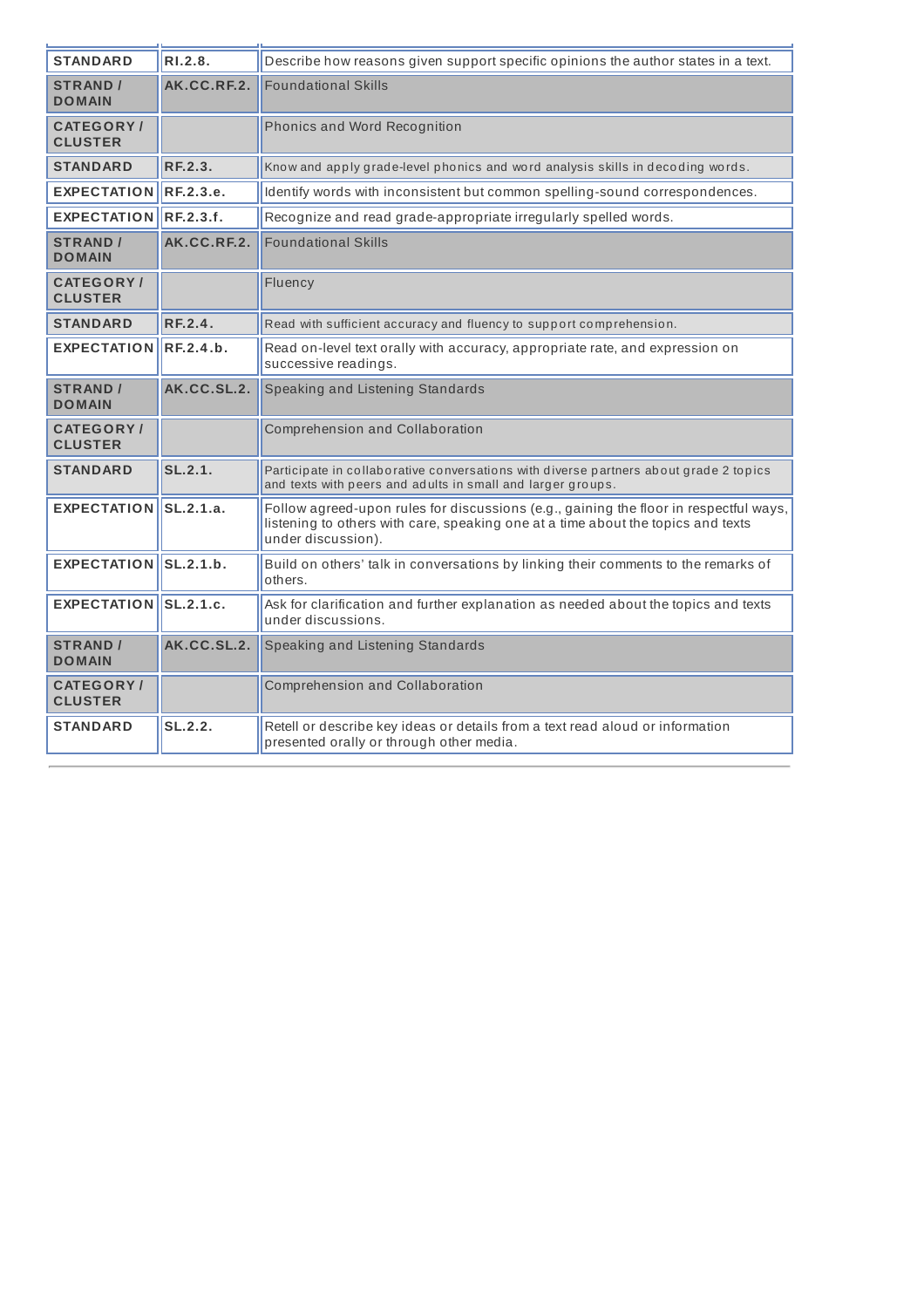| | | |
|---|---|---|
| STANDARD | RI.2.8. | Describe how reasons given support specific opinions the author states in a text. |
| STRAND / DOMAIN | AK.CC.RF.2. | Foundational Skills |
| CATEGORY / CLUSTER | | Phonics and Word Recognition |
| STANDARD | RF.2.3. | Know and apply grade-level phonics and word analysis skills in decoding words. |
| EXPECTATION | RF.2.3.e. | Identify words with inconsistent but common spelling-sound correspondences. |
| EXPECTATION | RF.2.3.f. | Recognize and read grade-appropriate irregularly spelled words. |
| STRAND / DOMAIN | AK.CC.RF.2. | Foundational Skills |
| CATEGORY / CLUSTER | | Fluency |
| STANDARD | RF.2.4. | Read with sufficient accuracy and fluency to support comprehension. |
| EXPECTATION | RF.2.4.b. | Read on-level text orally with accuracy, appropriate rate, and expression on successive readings. |
| STRAND / DOMAIN | AK.CC.SL.2. | Speaking and Listening Standards |
| CATEGORY / CLUSTER | | Comprehension and Collaboration |
| STANDARD | SL.2.1. | Participate in collaborative conversations with diverse partners about grade 2 topics and texts with peers and adults in small and larger groups. |
| EXPECTATION | SL.2.1.a. | Follow agreed-upon rules for discussions (e.g., gaining the floor in respectful ways, listening to others with care, speaking one at a time about the topics and texts under discussion). |
| EXPECTATION | SL.2.1.b. | Build on others' talk in conversations by linking their comments to the remarks of others. |
| EXPECTATION | SL.2.1.c. | Ask for clarification and further explanation as needed about the topics and texts under discussions. |
| STRAND / DOMAIN | AK.CC.SL.2. | Speaking and Listening Standards |
| CATEGORY / CLUSTER | | Comprehension and Collaboration |
| STANDARD | SL.2.2. | Retell or describe key ideas or details from a text read aloud or information presented orally or through other media. |